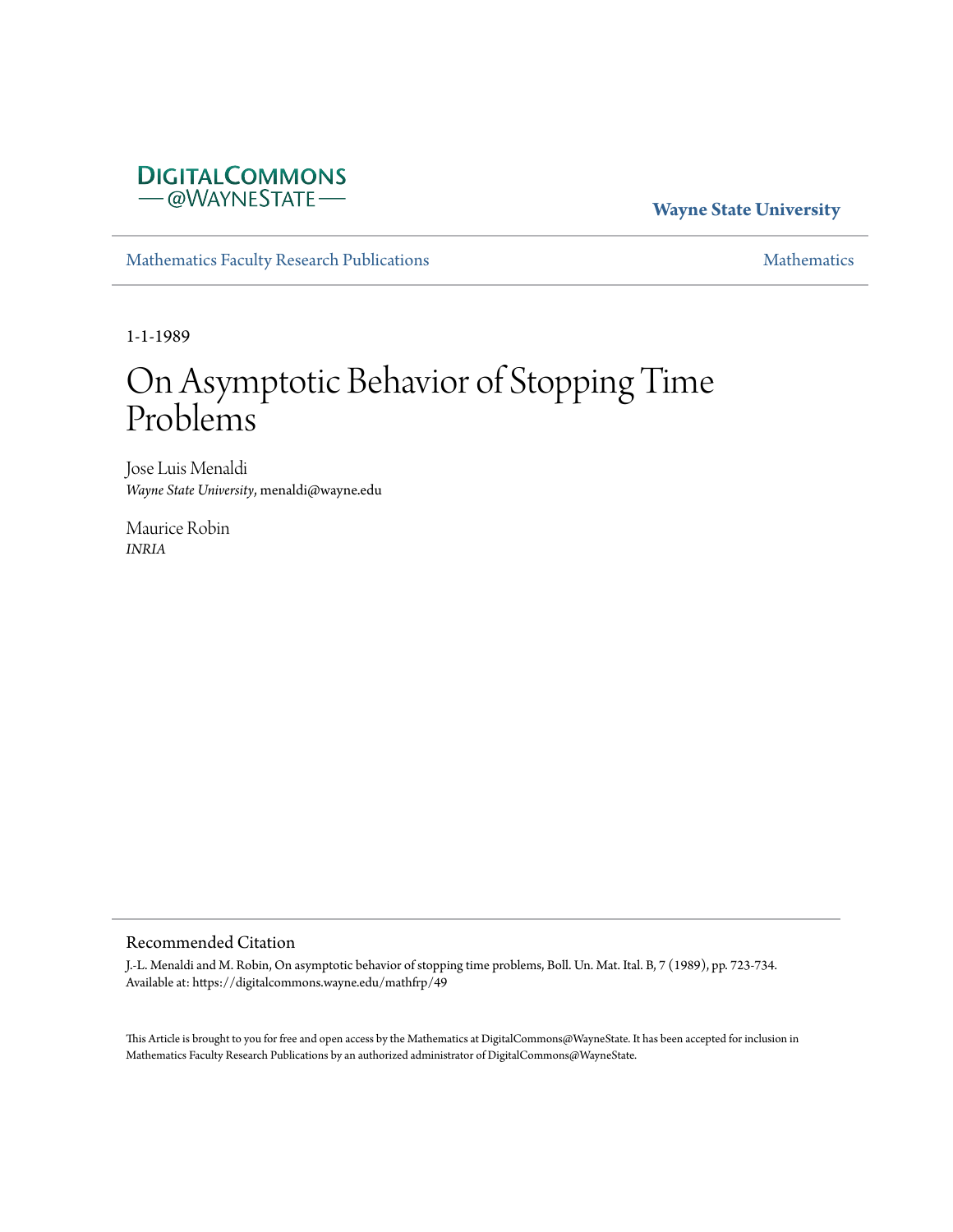DigitalCommons@WayneState

**Wayne State University**

Mathematics Faculty Research Publications

Mathematics

1-1-1989

# On Asymptotic Behavior of Stopping Time Problems

Jose Luis Menaldi
*Wayne State University*, menaldi@wayne.edu

Maurice Robin
*INRIA*

## Recommended Citation

J.-L. Menaldi and M. Robin, On asymptotic behavior of stopping time problems, Boll. Un. Mat. Ital. B, 7 (1989), pp. 723-734.
Available at: https://digitalcommons.wayne.edu/mathfrp/49

This Article is brought to you for free and open access by the Mathematics at DigitalCommons@WayneState. It has been accepted for inclusion in Mathematics Faculty Research Publications by an authorized administrator of DigitalCommons@WayneState.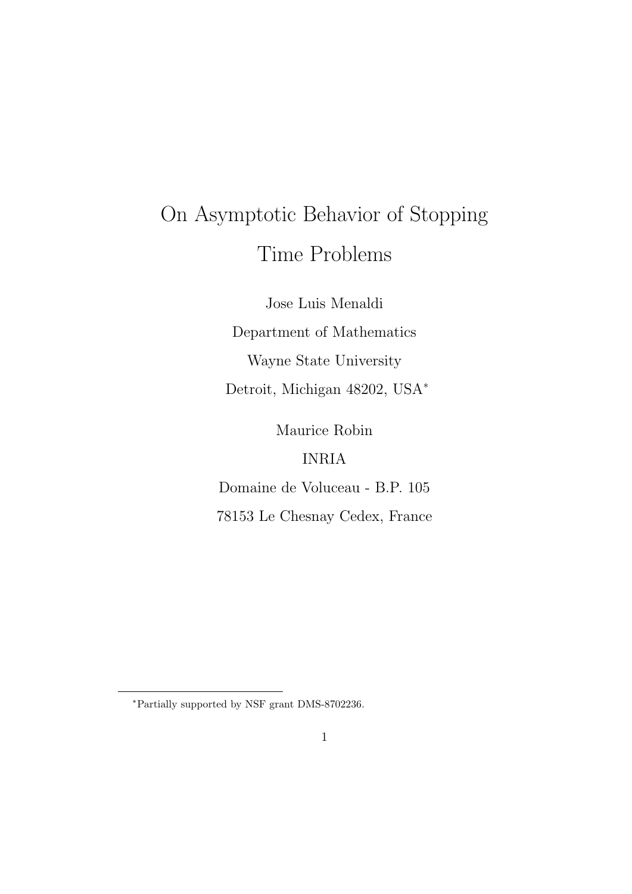# On Asymptotic Behavior of Stopping Time Problems

Jose Luis Menaldi

Department of Mathematics

Wayne State University

Detroit, Michigan 48202, USA*

Maurice Robin

INRIA

Domaine de Voluceau - B.P. 105

78153 Le Chesnay Cedex, France

---

*Partially supported by NSF grant DMS-8702236.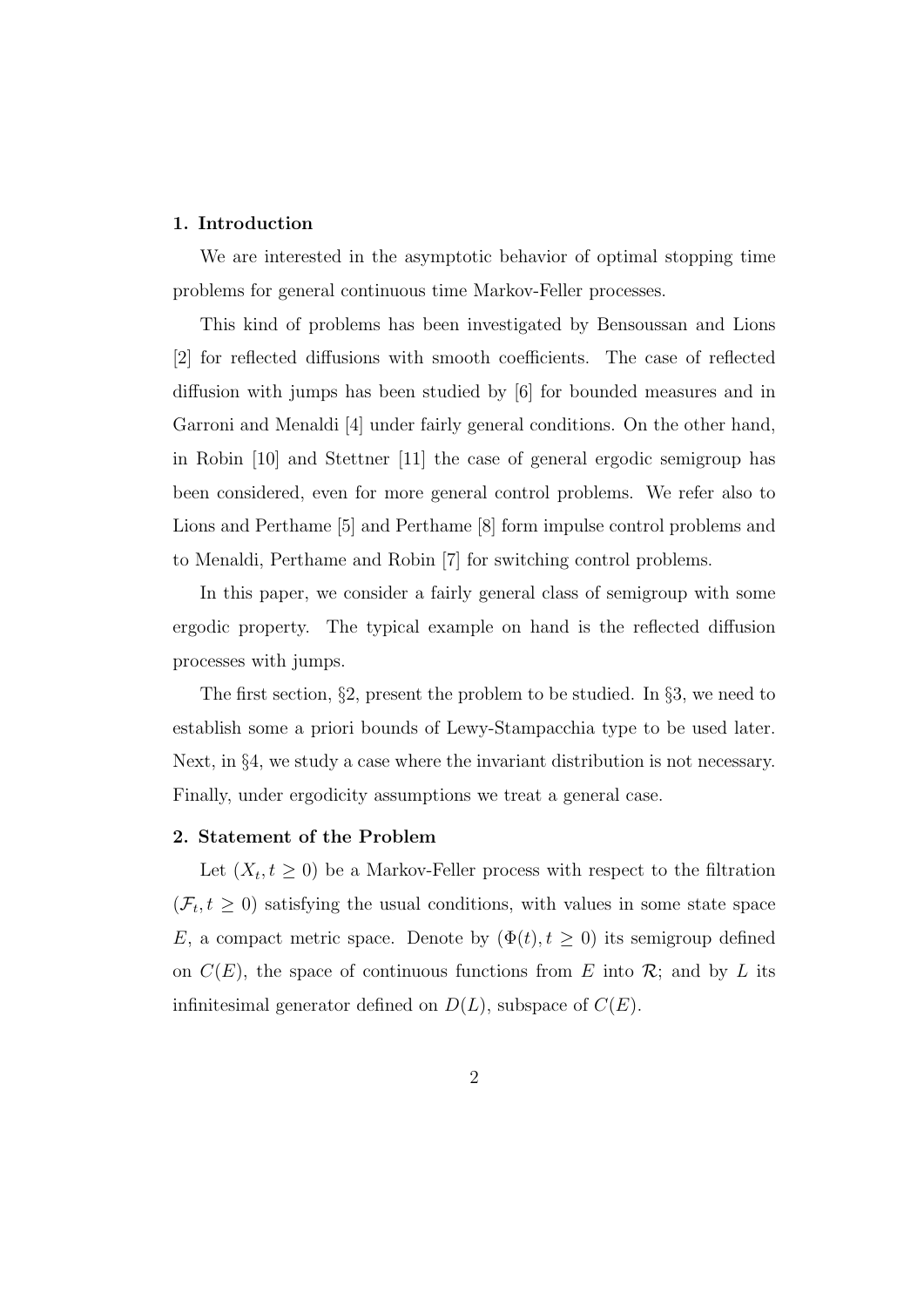## 1. Introduction

We are interested in the asymptotic behavior of optimal stopping time problems for general continuous time Markov-Feller processes.

This kind of problems has been investigated by Bensoussan and Lions [2] for reflected diffusions with smooth coefficients. The case of reflected diffusion with jumps has been studied by [6] for bounded measures and in Garroni and Menaldi [4] under fairly general conditions. On the other hand, in Robin [10] and Stettner [11] the case of general ergodic semigroup has been considered, even for more general control problems. We refer also to Lions and Perthame [5] and Perthame [8] form impulse control problems and to Menaldi, Perthame and Robin [7] for switching control problems.

In this paper, we consider a fairly general class of semigroup with some ergodic property. The typical example on hand is the reflected diffusion processes with jumps.

The first section, §2, present the problem to be studied. In §3, we need to establish some a priori bounds of Lewy-Stampacchia type to be used later. Next, in §4, we study a case where the invariant distribution is not necessary. Finally, under ergodicity assumptions we treat a general case.

## 2. Statement of the Problem

Let $(X_t, t \geq 0)$ be a Markov-Feller process with respect to the filtration $(\mathcal{F}_t, t \geq 0)$ satisfying the usual conditions, with values in some state space $E$, a compact metric space. Denote by $(\Phi(t), t \geq 0)$ its semigroup defined on $C(E)$, the space of continuous functions from $E$ into $\mathcal{R}$; and by $L$ its infinitesimal generator defined on $D(L)$, subspace of $C(E)$.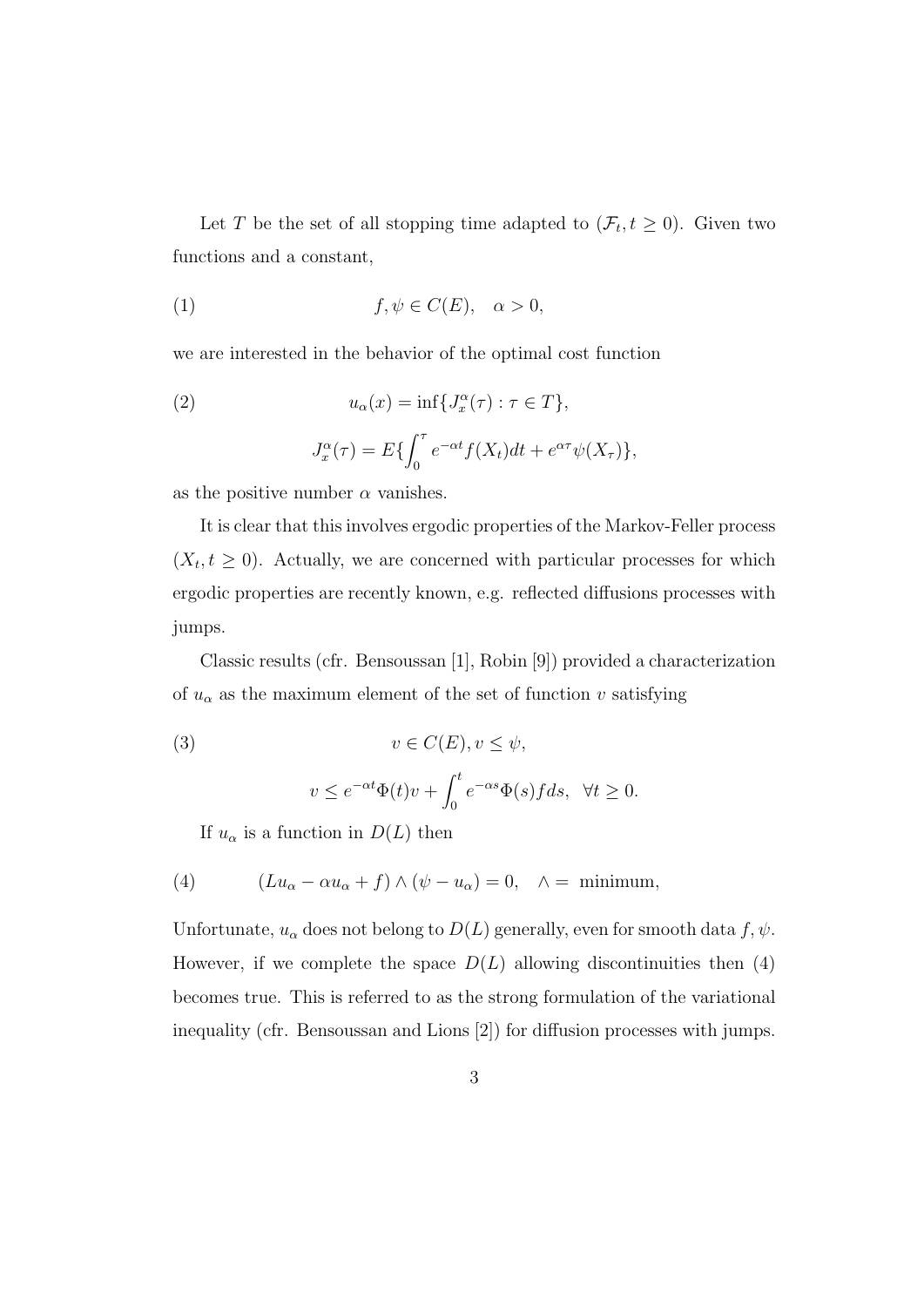Let $T$ be the set of all stopping time adapted to $(\mathcal{F}_t, t \geq 0)$. Given two functions and a constant,

$$f, \psi \in C(E), \quad \alpha > 0, \tag{1}$$

we are interested in the behavior of the optimal cost function

$$u_\alpha(x) = \inf\{J_x^\alpha(\tau) : \tau \in T\}, \tag{2}$$

$$J_x^\alpha(\tau) = E\{\int_0^\tau e^{-\alpha t} f(X_t)dt + e^{\alpha \tau}\psi(X_\tau)\},$$

as the positive number $\alpha$ vanishes.

It is clear that this involves ergodic properties of the Markov-Feller process $(X_t, t \geq 0)$. Actually, we are concerned with particular processes for which ergodic properties are recently known, e.g. reflected diffusions processes with jumps.

Classic results (cfr. Bensoussan [1], Robin [9]) provided a characterization of $u_\alpha$ as the maximum element of the set of function $v$ satisfying

$$v \in C(E), v \leq \psi, \tag{3}$$

$$v \leq e^{-\alpha t}\Phi(t)v + \int_0^t e^{-\alpha s}\Phi(s)f ds, \quad \forall t \geq 0.$$

If $u_\alpha$ is a function in $D(L)$ then

$$(Lu_\alpha - \alpha u_\alpha + f) \wedge (\psi - u_\alpha) = 0, \quad \wedge = \text{ minimum}, \tag{4}$$

Unfortunate, $u_\alpha$ does not belong to $D(L)$ generally, even for smooth data $f, \psi$. However, if we complete the space $D(L)$ allowing discontinuities then (4) becomes true. This is referred to as the strong formulation of the variational inequality (cfr. Bensoussan and Lions [2]) for diffusion processes with jumps.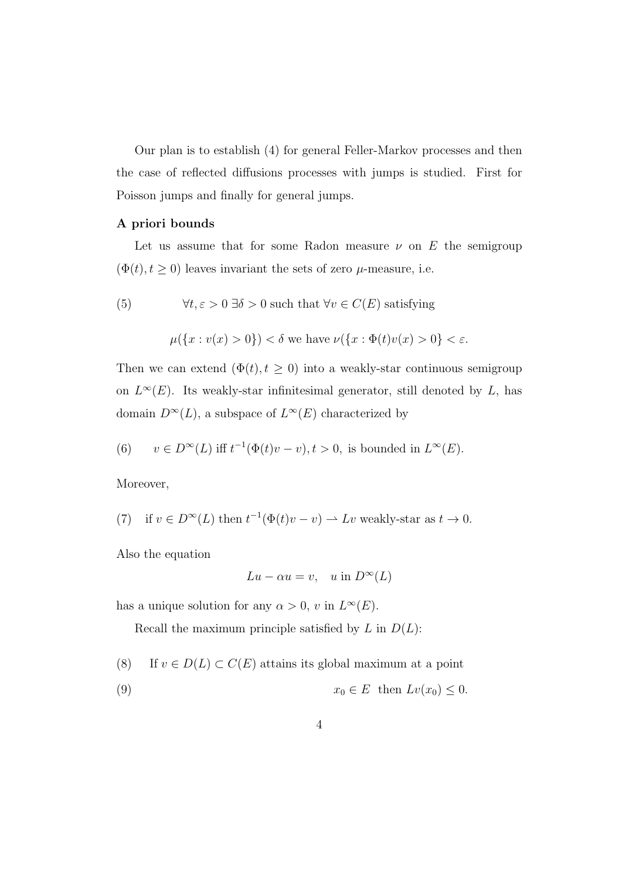Our plan is to establish (4) for general Feller-Markov processes and then the case of reflected diffusions processes with jumps is studied. First for Poisson jumps and finally for general jumps.

**A priori bounds**

Let us assume that for some Radon measure $\nu$ on $E$ the semigroup $(\Phi(t), t \geq 0)$ leaves invariant the sets of zero $\mu$-measure, i.e.

$$
(5) \qquad \forall t, \varepsilon > 0 \; \exists \delta > 0 \text{ such that } \forall v \in C(E) \text{ satisfying}
$$

$$
\mu(\{x : v(x) > 0\}) < \delta \text{ we have } \nu(\{x : \Phi(t)v(x) > 0\} < \varepsilon.
$$

Then we can extend $(\Phi(t), t \geq 0)$ into a weakly-star continuous semigroup on $L^\infty(E)$. Its weakly-star infinitesimal generator, still denoted by $L$, has domain $D^\infty(L)$, a subspace of $L^\infty(E)$ characterized by

$$
(6) \qquad v \in D^\infty(L) \text{ iff } t^{-1}(\Phi(t)v - v), t > 0, \text{ is bounded in } L^\infty(E).
$$

Moreover,

$$
(7) \quad \text{if } v \in D^\infty(L) \text{ then } t^{-1}(\Phi(t)v - v) \rightharpoonup Lv \text{ weakly-star as } t \to 0.
$$

Also the equation

$$
Lu - \alpha u = v, \quad u \text{ in } D^\infty(L)
$$

has a unique solution for any $\alpha > 0$, $v$ in $L^\infty(E)$.

Recall the maximum principle satisfied by $L$ in $D(L)$:

$$
(8) \qquad \text{If } v \in D(L) \subset C(E) \text{ attains its global maximum at a point}
$$

$$
(9) \qquad x_0 \in E \;\text{ then } Lv(x_0) \leq 0.
$$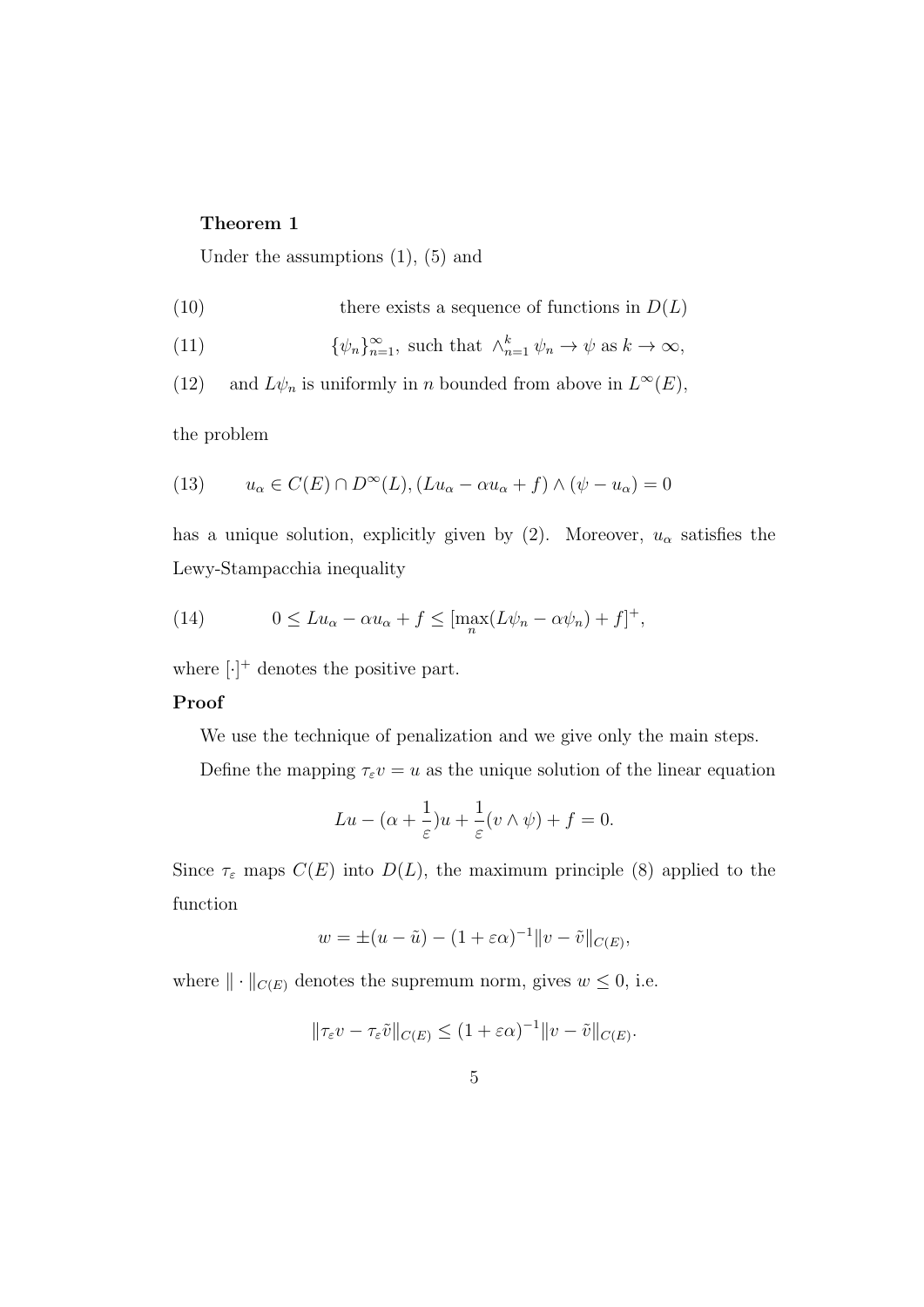**Theorem 1**

Under the assumptions (1), (5) and

$$\text{there exists a sequence of functions in } D(L) \tag{10}$$

$$\{\psi_n\}_{n=1}^{\infty}, \text{ such that } \wedge_{n=1}^{k} \psi_n \to \psi \text{ as } k \to \infty, \tag{11}$$

$$\text{and } L\psi_n \text{ is uniformly in } n \text{ bounded from above in } L^{\infty}(E), \tag{12}$$

the problem

$$u_\alpha \in C(E) \cap D^{\infty}(L), (Lu_\alpha - \alpha u_\alpha + f) \wedge (\psi - u_\alpha) = 0 \tag{13}$$

has a unique solution, explicitly given by (2). Moreover, $u_\alpha$ satisfies the Lewy-Stampacchia inequality

$$0 \leq Lu_\alpha - \alpha u_\alpha + f \leq [\max_n(L\psi_n - \alpha\psi_n) + f]^+, \tag{14}$$

where $[\cdot]^+$ denotes the positive part.

**Proof**

We use the technique of penalization and we give only the main steps.

Define the mapping $\tau_\varepsilon v = u$ as the unique solution of the linear equation

$$Lu - (\alpha + \frac{1}{\varepsilon})u + \frac{1}{\varepsilon}(v \wedge \psi) + f = 0.$$

Since $\tau_\varepsilon$ maps $C(E)$ into $D(L)$, the maximum principle (8) applied to the function

$$w = \pm(u - \tilde{u}) - (1 + \varepsilon\alpha)^{-1}\|v - \tilde{v}\|_{C(E)},$$

where $\|\cdot\|_{C(E)}$ denotes the supremum norm, gives $w \leq 0$, i.e.

$$\|\tau_\varepsilon v - \tau_\varepsilon \tilde{v}\|_{C(E)} \leq (1 + \varepsilon\alpha)^{-1}\|v - \tilde{v}\|_{C(E)}.$$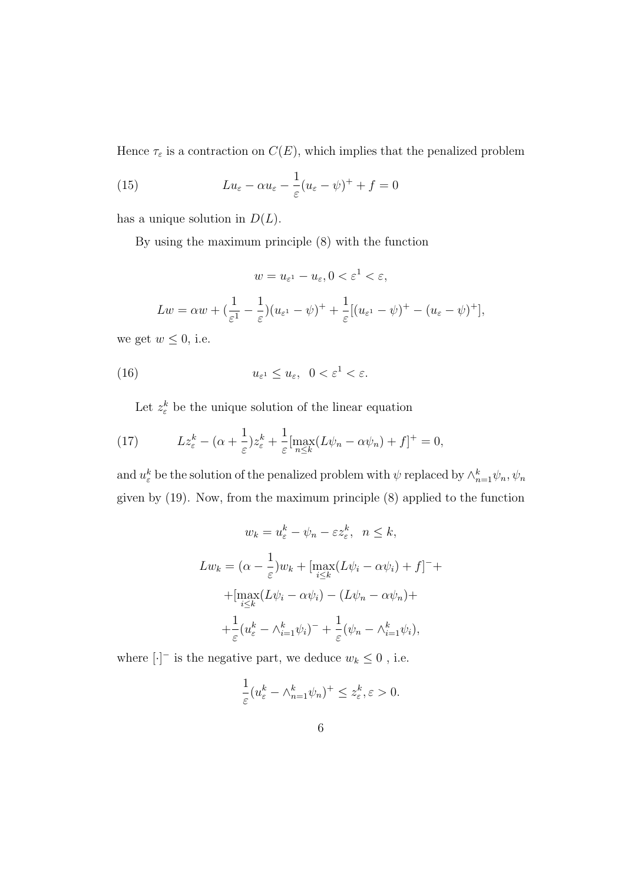Hence $\tau_\varepsilon$ is a contraction on $C(E)$, which implies that the penalized problem

$$Lu_\varepsilon - \alpha u_\varepsilon - \frac{1}{\varepsilon}(u_\varepsilon - \psi)^+ + f = 0 \tag{15}$$

has a unique solution in $D(L)$.

By using the maximum principle (8) with the function

$$w = u_{\varepsilon^1} - u_\varepsilon, 0 < \varepsilon^1 < \varepsilon,$$

$$Lw = \alpha w + (\frac{1}{\varepsilon^1} - \frac{1}{\varepsilon})(u_{\varepsilon^1} - \psi)^+ + \frac{1}{\varepsilon}[(u_{\varepsilon^1} - \psi)^+ - (u_\varepsilon - \psi)^+],$$

we get $w \leq 0$, i.e.

$$u_{\varepsilon^1} \leq u_\varepsilon, \quad 0 < \varepsilon^1 < \varepsilon. \tag{16}$$

Let $z_\varepsilon^k$ be the unique solution of the linear equation

$$Lz_\varepsilon^k - (\alpha + \frac{1}{\varepsilon})z_\varepsilon^k + \frac{1}{\varepsilon}[\max_{n\leq k}(L\psi_n - \alpha\psi_n) + f]^+ = 0, \tag{17}$$

and $u_\varepsilon^k$ be the solution of the penalized problem with $\psi$ replaced by $\wedge_{n=1}^k \psi_n, \psi_n$ given by (19). Now, from the maximum principle (8) applied to the function

$$w_k = u_\varepsilon^k - \psi_n - \varepsilon z_\varepsilon^k, \quad n \leq k,$$

$$Lw_k = (\alpha - \frac{1}{\varepsilon})w_k + [\max_{i\leq k}(L\psi_i - \alpha\psi_i) + f]^- +$$
$$+[\max_{i\leq k}(L\psi_i - \alpha\psi_i) - (L\psi_n - \alpha\psi_n) +$$
$$+\frac{1}{\varepsilon}(u_\varepsilon^k - \wedge_{i=1}^k \psi_i)^- + \frac{1}{\varepsilon}(\psi_n - \wedge_{i=1}^k \psi_i),$$

where $[\cdot]^-$ is the negative part, we deduce $w_k \leq 0$ , i.e.

$$\frac{1}{\varepsilon}(u_\varepsilon^k - \wedge_{n=1}^k \psi_n)^+ \leq z_\varepsilon^k, \varepsilon > 0.$$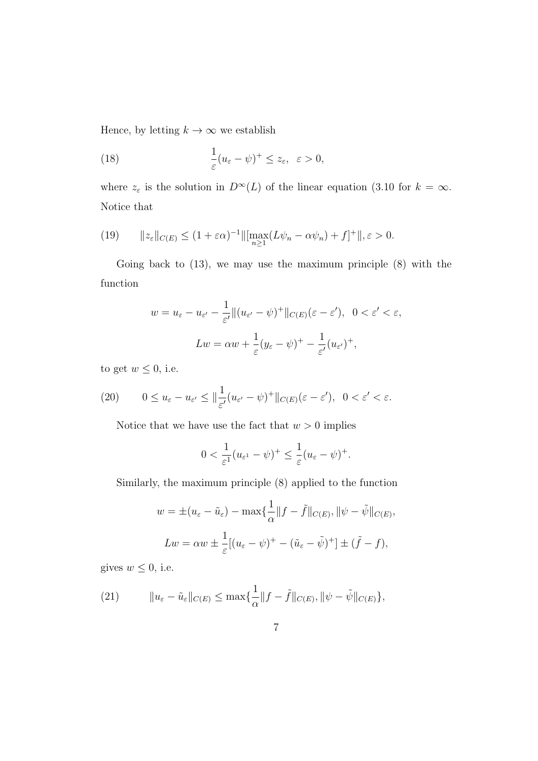Hence, by letting $k \to \infty$ we establish

$$\frac{1}{\varepsilon}(u_\varepsilon - \psi)^+ \le z_\varepsilon, \;\; \varepsilon > 0, \tag{18}$$

where $z_\varepsilon$ is the solution in $D^\infty(L)$ of the linear equation (3.10 for $k = \infty$. Notice that

$$\|z_\varepsilon\|_{C(E)} \le (1 + \varepsilon\alpha)^{-1}\|[\max_{n\ge1}(L\psi_n - \alpha\psi_n) + f]^+\|, \varepsilon > 0. \tag{19}$$

Going back to (13), we may use the maximum principle (8) with the function

$$w = u_\varepsilon - u_{\varepsilon'} - \frac{1}{\varepsilon'}\|(u_{\varepsilon'} - \psi)^+\|_{C(E)}(\varepsilon - \varepsilon'), \;\; 0 < \varepsilon' < \varepsilon,$$

$$Lw = \alpha w + \frac{1}{\varepsilon}(y_\varepsilon - \psi)^+ - \frac{1}{\varepsilon'}(u_{\varepsilon'})^+,$$

to get $w \le 0$, i.e.

$$0 \le u_\varepsilon - u_{\varepsilon'} \le \|\frac{1}{\varepsilon'}(u_{\varepsilon'} - \psi)^+\|_{C(E)}(\varepsilon - \varepsilon'), \;\; 0 < \varepsilon' < \varepsilon. \tag{20}$$

Notice that we have use the fact that $w > 0$ implies

$$0 < \frac{1}{\varepsilon^1}(u_{\varepsilon^1} - \psi)^+ \le \frac{1}{\varepsilon}(u_\varepsilon - \psi)^+.$$

Similarly, the maximum principle (8) applied to the function

$$w = \pm(u_\varepsilon - \tilde{u}_\varepsilon) - \max\{\frac{1}{\alpha}\|f - \tilde{f}\|_{C(E)}, \|\psi - \tilde{\psi}\|_{C(E)},$$

$$Lw = \alpha w \pm \frac{1}{\varepsilon}[(u_\varepsilon - \psi)^+ - (\tilde{u}_\varepsilon - \tilde{\psi})^+] \pm (\tilde{f} - f),$$

gives $w \le 0$, i.e.

$$\|u_\varepsilon - \tilde{u}_\varepsilon\|_{C(E)} \le \max\{\frac{1}{\alpha}\|f - \tilde{f}\|_{C(E)}, \|\psi - \tilde{\psi}\|_{C(E)}\}, \tag{21}$$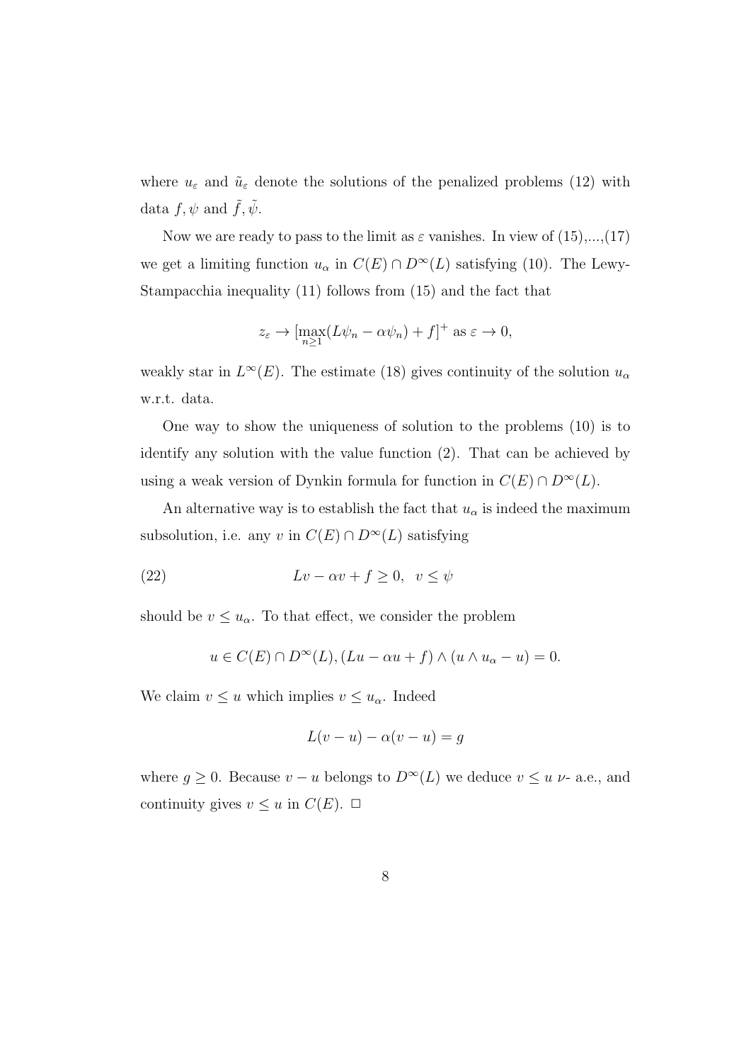where $u_\varepsilon$ and $\tilde{u}_\varepsilon$ denote the solutions of the penalized problems (12) with data $f, \psi$ and $\tilde{f}, \tilde{\psi}$.

Now we are ready to pass to the limit as $\varepsilon$ vanishes. In view of (15),...,(17) we get a limiting function $u_\alpha$ in $C(E) \cap D^\infty(L)$ satisfying (10). The Lewy-Stampacchia inequality (11) follows from (15) and the fact that

$$z_\varepsilon \to [\max_{n \geq 1}(L\psi_n - \alpha\psi_n) + f]^+ \text{ as } \varepsilon \to 0,$$

weakly star in $L^\infty(E)$. The estimate (18) gives continuity of the solution $u_\alpha$ w.r.t. data.

One way to show the uniqueness of solution to the problems (10) is to identify any solution with the value function (2). That can be achieved by using a weak version of Dynkin formula for function in $C(E) \cap D^\infty(L)$.

An alternative way is to establish the fact that $u_\alpha$ is indeed the maximum subsolution, i.e. any $v$ in $C(E) \cap D^\infty(L)$ satisfying

$$Lv - \alpha v + f \geq 0, \quad v \leq \psi \tag{22}$$

should be $v \leq u_\alpha$. To that effect, we consider the problem

$$u \in C(E) \cap D^\infty(L), (Lu - \alpha u + f) \wedge (u \wedge u_\alpha - u) = 0.$$

We claim $v \leq u$ which implies $v \leq u_\alpha$. Indeed

$$L(v - u) - \alpha(v - u) = g$$

where $g \geq 0$. Because $v - u$ belongs to $D^\infty(L)$ we deduce $v \leq u$ $\nu$- a.e., and continuity gives $v \leq u$ in $C(E)$. $\square$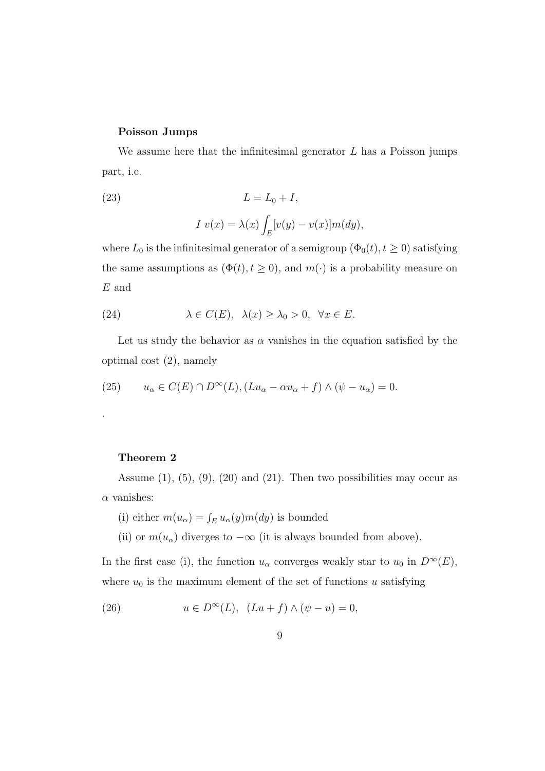**Poisson Jumps**

We assume here that the infinitesimal generator $L$ has a Poisson jumps part, i.e.

$$L = L_0 + I, \tag{23}$$

$$I\ v(x) = \lambda(x) \int_E [v(y) - v(x)] m(dy),$$

where $L_0$ is the infinitesimal generator of a semigroup $(\Phi_0(t), t \geq 0)$ satisfying the same assumptions as $(\Phi(t), t \geq 0)$, and $m(\cdot)$ is a probability measure on $E$ and

$$\lambda \in C(E), \quad \lambda(x) \geq \lambda_0 > 0, \quad \forall x \in E. \tag{24}$$

Let us study the behavior as $\alpha$ vanishes in the equation satisfied by the optimal cost (2), namely

$$u_\alpha \in C(E) \cap D^\infty(L), (Lu_\alpha - \alpha u_\alpha + f) \wedge (\psi - u_\alpha) = 0. \tag{25}$$

.

**Theorem 2**

Assume (1), (5), (9), (20) and (21). Then two possibilities may occur as $\alpha$ vanishes:

(i) either $m(u_\alpha) = \int_E u_\alpha(y) m(dy)$ is bounded

(ii) or $m(u_\alpha)$ diverges to $-\infty$ (it is always bounded from above).

In the first case (i), the function $u_\alpha$ converges weakly star to $u_0$ in $D^\infty(E)$, where $u_0$ is the maximum element of the set of functions $u$ satisfying

$$u \in D^\infty(L), \quad (Lu + f) \wedge (\psi - u) = 0, \tag{26}$$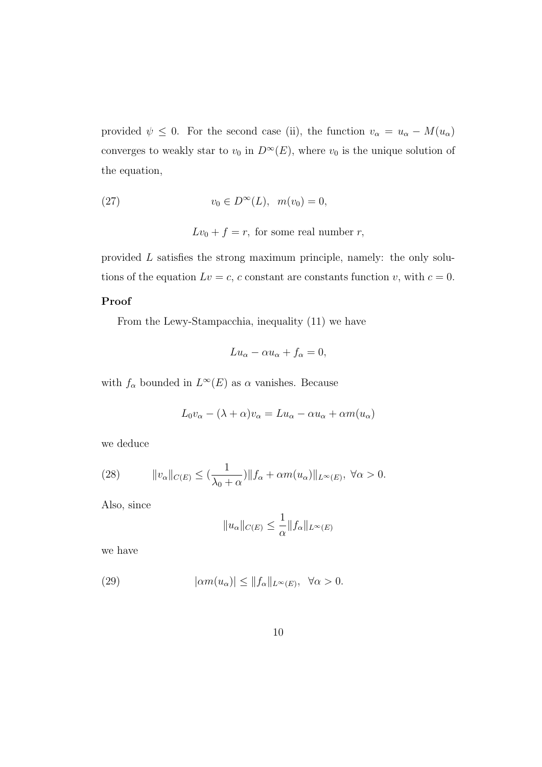provided $\psi \leq 0$. For the second case (ii), the function $v_\alpha = u_\alpha - M(u_\alpha)$ converges to weakly star to $v_0$ in $D^\infty(E)$, where $v_0$ is the unique solution of the equation,

$$
v_0 \in D^\infty(L), \quad m(v_0) = 0, \tag{27}
$$

$$
Lv_0 + f = r, \text{ for some real number } r,
$$

provided $L$ satisfies the strong maximum principle, namely: the only solutions of the equation $Lv = c$, $c$ constant are constants function $v$, with $c = 0$.

**Proof**

From the Lewy-Stampacchia, inequality (11) we have

$$
Lu_\alpha - \alpha u_\alpha + f_\alpha = 0,
$$

with $f_\alpha$ bounded in $L^\infty(E)$ as $\alpha$ vanishes. Because

$$
L_0 v_\alpha - (\lambda + \alpha) v_\alpha = Lu_\alpha - \alpha u_\alpha + \alpha m(u_\alpha)
$$

we deduce

$$
\|v_\alpha\|_{C(E)} \leq (\frac{1}{\lambda_0 + \alpha}) \|f_\alpha + \alpha m(u_\alpha)\|_{L^\infty(E)}, \ \forall \alpha > 0. \tag{28}
$$

Also, since

$$
\|u_\alpha\|_{C(E)} \leq \frac{1}{\alpha} \|f_\alpha\|_{L^\infty(E)}
$$

we have

$$
|\alpha m(u_\alpha)| \leq \|f_\alpha\|_{L^\infty(E)}, \ \ \forall \alpha > 0. \tag{29}
$$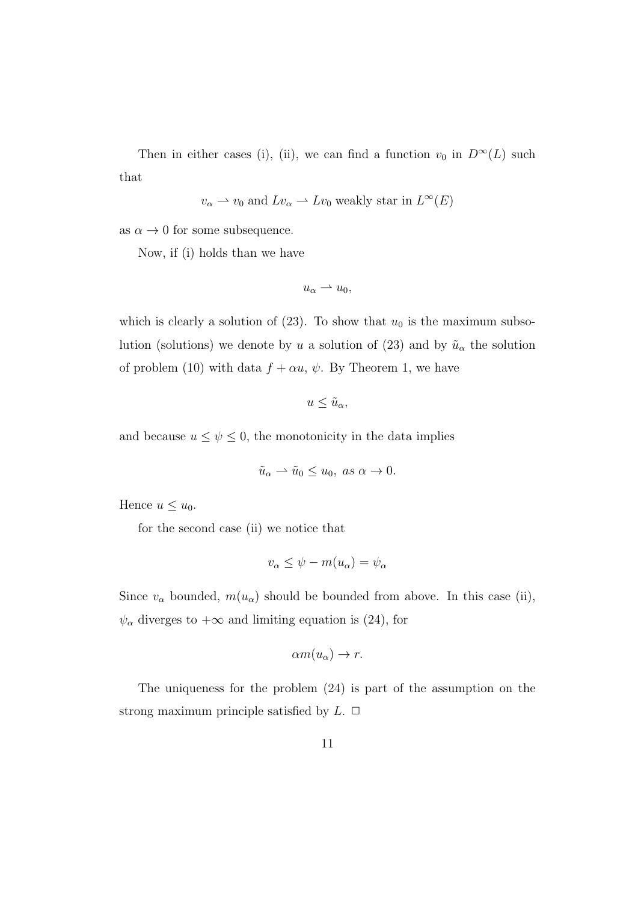Then in either cases (i), (ii), we can find a function $v_0$ in $D^\infty(L)$ such that

$$v_\alpha \rightharpoonup v_0 \text{ and } Lv_\alpha \rightharpoonup Lv_0 \text{ weakly star in } L^\infty(E)$$

as $\alpha \to 0$ for some subsequence.

Now, if (i) holds than we have

$$u_\alpha \rightharpoonup u_0,$$

which is clearly a solution of (23). To show that $u_0$ is the maximum subsolution (solutions) we denote by $u$ a solution of (23) and by $\tilde{u}_\alpha$ the solution of problem (10) with data $f + \alpha u$, $\psi$. By Theorem 1, we have

$$u \leq \tilde{u}_\alpha,$$

and because $u \leq \psi \leq 0$, the monotonicity in the data implies

$$\tilde{u}_\alpha \rightharpoonup \tilde{u}_0 \leq u_0, \ as \ \alpha \to 0.$$

Hence $u \leq u_0$.

for the second case (ii) we notice that

$$v_\alpha \leq \psi - m(u_\alpha) = \psi_\alpha$$

Since $v_\alpha$ bounded, $m(u_\alpha)$ should be bounded from above. In this case (ii), $\psi_\alpha$ diverges to $+\infty$ and limiting equation is (24), for

$$\alpha m(u_\alpha) \to r.$$

The uniqueness for the problem (24) is part of the assumption on the strong maximum principle satisfied by $L$. □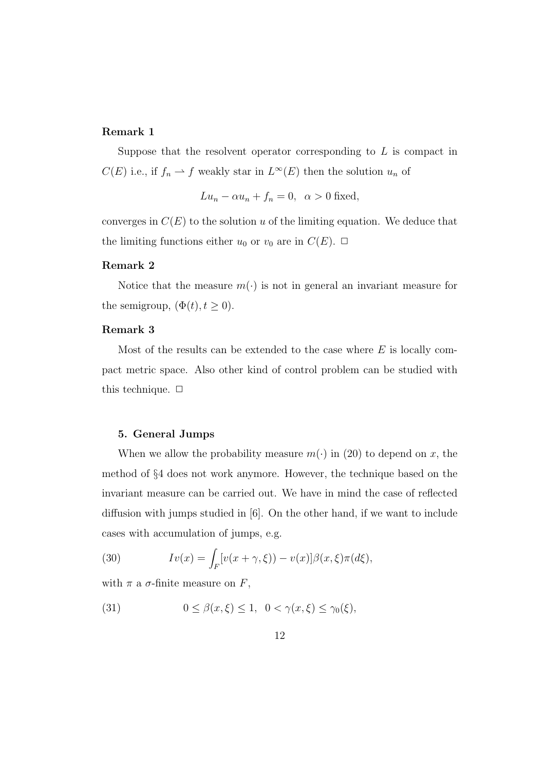**Remark 1**

Suppose that the resolvent operator corresponding to $L$ is compact in $C(E)$ i.e., if $f_n \rightharpoonup f$ weakly star in $L^\infty(E)$ then the solution $u_n$ of

$$Lu_n - \alpha u_n + f_n = 0, \ \ \alpha > 0 \text{ fixed},$$

converges in $C(E)$ to the solution $u$ of the limiting equation. We deduce that the limiting functions either $u_0$ or $v_0$ are in $C(E)$. $\square$

**Remark 2**

Notice that the measure $m(\cdot)$ is not in general an invariant measure for the semigroup, $(\Phi(t), t \geq 0)$.

**Remark 3**

Most of the results can be extended to the case where $E$ is locally compact metric space. Also other kind of control problem can be studied with this technique. $\square$

### 5. General Jumps

When we allow the probability measure $m(\cdot)$ in (20) to depend on $x$, the method of §4 does not work anymore. However, the technique based on the invariant measure can be carried out. We have in mind the case of reflected diffusion with jumps studied in [6]. On the other hand, if we want to include cases with accumulation of jumps, e.g.

$$Iv(x) = \int_F [v(x + \gamma, \xi)) - v(x)] \beta(x, \xi) \pi(d\xi), \tag{30}$$

with $\pi$ a $\sigma$-finite measure on $F$,

$$0 \leq \beta(x, \xi) \leq 1, \ \ 0 < \gamma(x, \xi) \leq \gamma_0(\xi), \tag{31}$$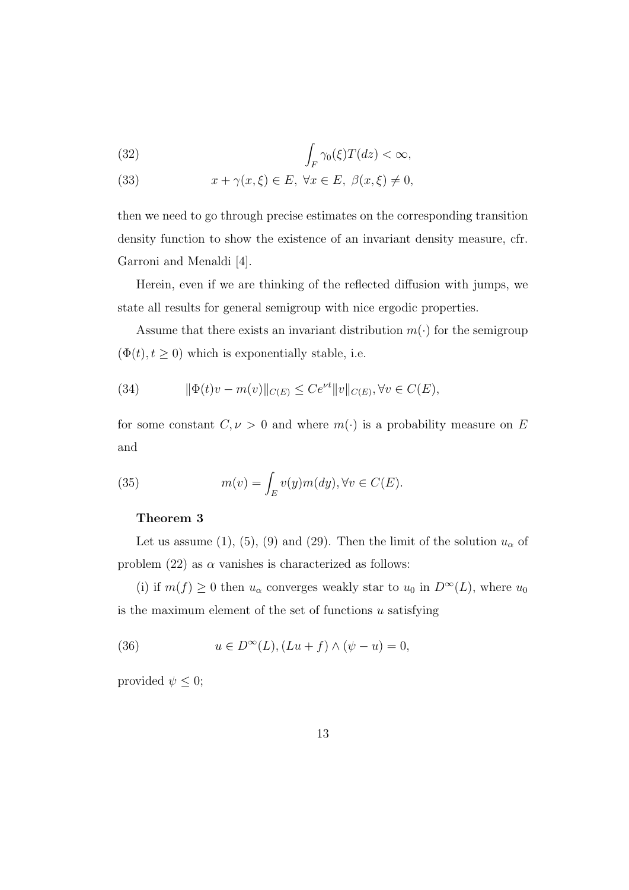$$\int_F \gamma_0(\xi) T(dz) < \infty, \tag{32}$$

$$x + \gamma(x, \xi) \in E, \ \forall x \in E, \ \beta(x, \xi) \neq 0, \tag{33}$$

then we need to go through precise estimates on the corresponding transition density function to show the existence of an invariant density measure, cfr. Garroni and Menaldi [4].

Herein, even if we are thinking of the reflected diffusion with jumps, we state all results for general semigroup with nice ergodic properties.

Assume that there exists an invariant distribution $m(\cdot)$ for the semigroup $(\Phi(t), t \geq 0)$ which is exponentially stable, i.e.

$$\|\Phi(t)v - m(v)\|_{C(E)} \leq Ce^{\nu t}\|v\|_{C(E)}, \forall v \in C(E), \tag{34}$$

for some constant $C, \nu > 0$ and where $m(\cdot)$ is a probability measure on $E$ and

$$m(v) = \int_E v(y) m(dy), \forall v \in C(E). \tag{35}$$

**Theorem 3**

Let us assume (1), (5), (9) and (29). Then the limit of the solution $u_\alpha$ of problem (22) as $\alpha$ vanishes is characterized as follows:

(i) if $m(f) \geq 0$ then $u_\alpha$ converges weakly star to $u_0$ in $D^\infty(L)$, where $u_0$ is the maximum element of the set of functions $u$ satisfying

$$u \in D^\infty(L), (Lu + f) \wedge (\psi - u) = 0, \tag{36}$$

provided $\psi \leq 0$;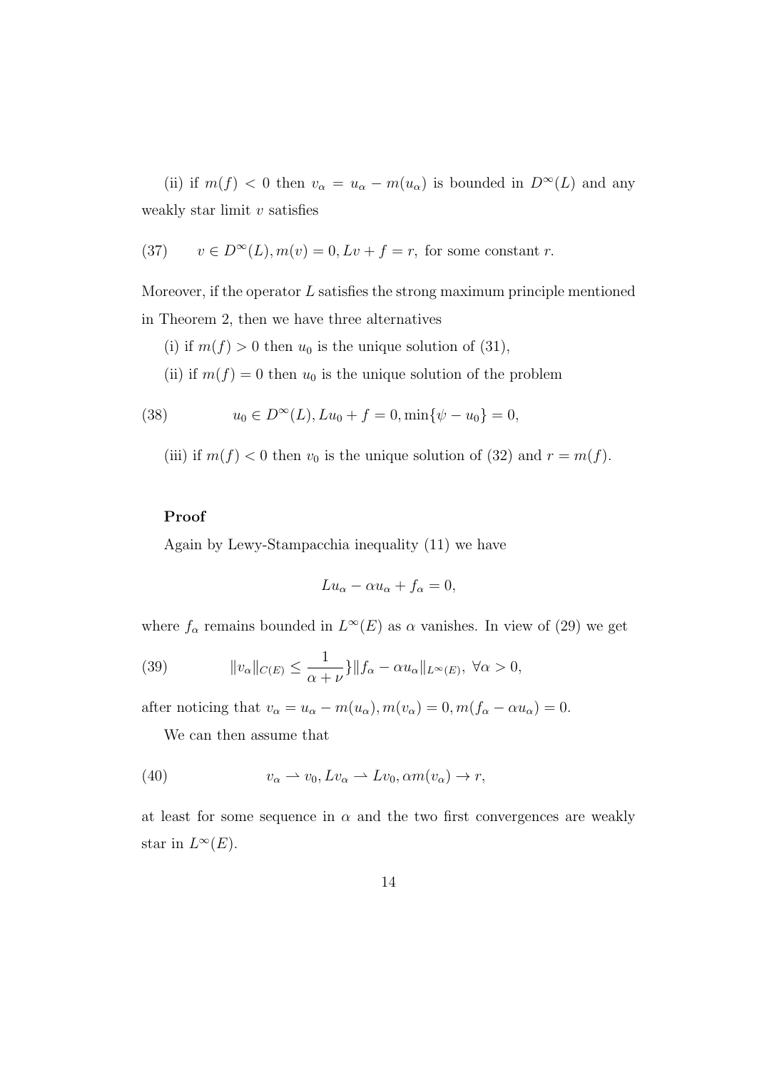(ii) if $m(f) < 0$ then $v_\alpha = u_\alpha - m(u_\alpha)$ is bounded in $D^\infty(L)$ and any weakly star limit $v$ satisfies

$$v \in D^\infty(L), m(v) = 0, Lv + f = r, \text{ for some constant } r. \tag{37}$$

Moreover, if the operator $L$ satisfies the strong maximum principle mentioned in Theorem 2, then we have three alternatives

(i) if $m(f) > 0$ then $u_0$ is the unique solution of (31),

(ii) if $m(f) = 0$ then $u_0$ is the unique solution of the problem

$$u_0 \in D^\infty(L), Lu_0 + f = 0, \min\{\psi - u_0\} = 0, \tag{38}$$

(iii) if $m(f) < 0$ then $v_0$ is the unique solution of (32) and $r = m(f)$.

**Proof**

Again by Lewy-Stampacchia inequality (11) we have

$$Lu_\alpha - \alpha u_\alpha + f_\alpha = 0,$$

where $f_\alpha$ remains bounded in $L^\infty(E)$ as $\alpha$ vanishes. In view of (29) we get

$$\|v_\alpha\|_{C(E)} \leq \frac{1}{\alpha + \nu}\}\|f_\alpha - \alpha u_\alpha\|_{L^\infty(E)}, \ \forall \alpha > 0, \tag{39}$$

after noticing that $v_\alpha = u_\alpha - m(u_\alpha), m(v_\alpha) = 0, m(f_\alpha - \alpha u_\alpha) = 0$.

We can then assume that

$$v_\alpha \rightharpoonup v_0, Lv_\alpha \rightharpoonup Lv_0, \alpha m(v_\alpha) \to r, \tag{40}$$

at least for some sequence in $\alpha$ and the two first convergences are weakly star in $L^\infty(E)$.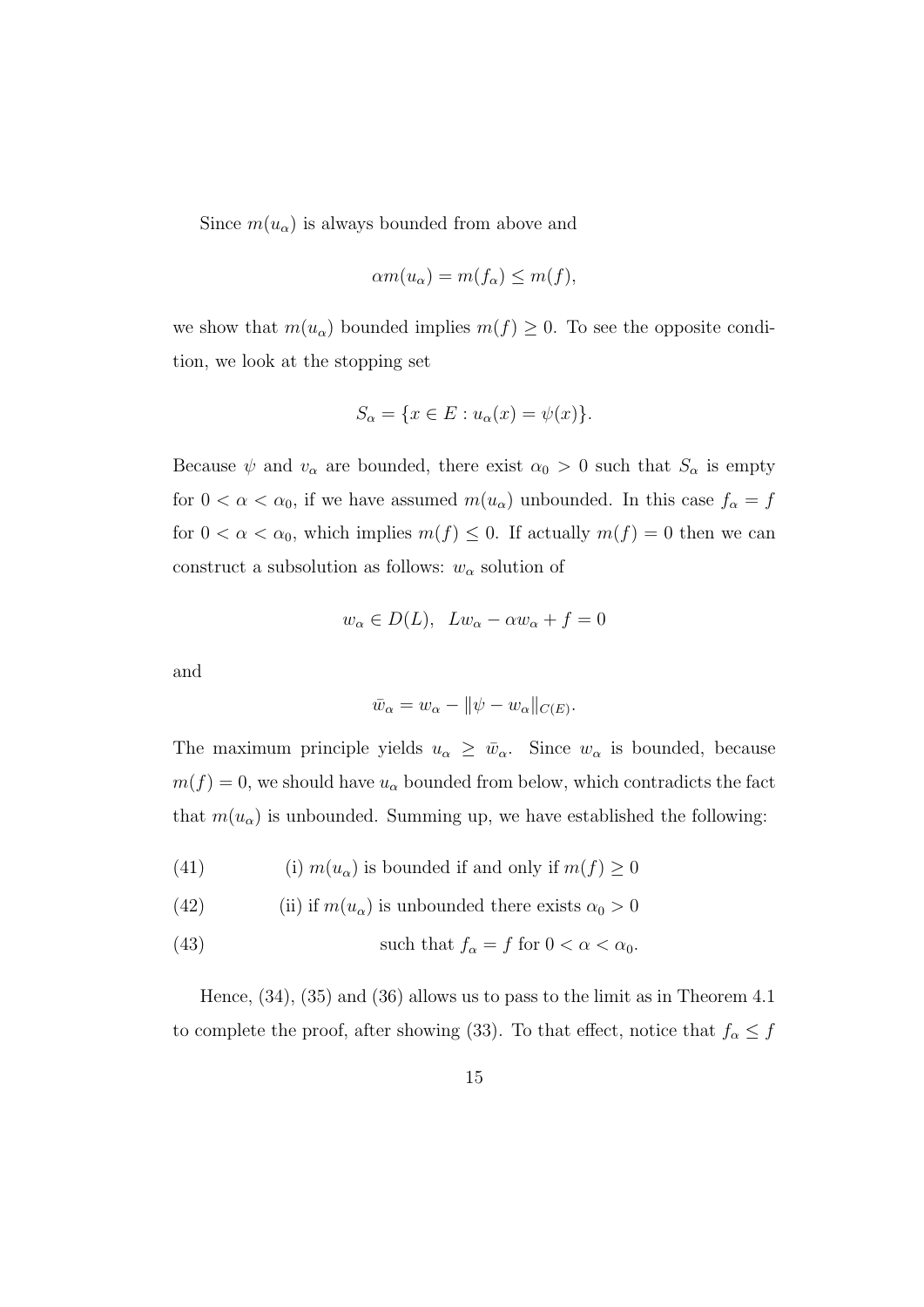Since $m(u_\alpha)$ is always bounded from above and

$$\alpha m(u_\alpha) = m(f_\alpha) \leq m(f),$$

we show that $m(u_\alpha)$ bounded implies $m(f) \geq 0$. To see the opposite condition, we look at the stopping set

$$S_\alpha = \{x \in E : u_\alpha(x) = \psi(x)\}.$$

Because $\psi$ and $v_\alpha$ are bounded, there exist $\alpha_0 > 0$ such that $S_\alpha$ is empty for $0 < \alpha < \alpha_0$, if we have assumed $m(u_\alpha)$ unbounded. In this case $f_\alpha = f$ for $0 < \alpha < \alpha_0$, which implies $m(f) \leq 0$. If actually $m(f) = 0$ then we can construct a subsolution as follows: $w_\alpha$ solution of

$$w_\alpha \in D(L), \quad Lw_\alpha - \alpha w_\alpha + f = 0$$

and

$$\bar{w}_\alpha = w_\alpha - \|\psi - w_\alpha\|_{C(E)}.$$

The maximum principle yields $u_\alpha \geq \bar{w}_\alpha$. Since $w_\alpha$ is bounded, because $m(f) = 0$, we should have $u_\alpha$ bounded from below, which contradicts the fact that $m(u_\alpha)$ is unbounded. Summing up, we have established the following:

$$\text{(i) } m(u_\alpha) \text{ is bounded if and only if } m(f) \geq 0 \tag{41}$$

$$\text{(ii) if } m(u_\alpha) \text{ is unbounded there exists } \alpha_0 > 0 \tag{42}$$

$$\text{such that } f_\alpha = f \text{ for } 0 < \alpha < \alpha_0. \tag{43}$$

Hence, (34), (35) and (36) allows us to pass to the limit as in Theorem 4.1 to complete the proof, after showing (33). To that effect, notice that $f_\alpha \leq f$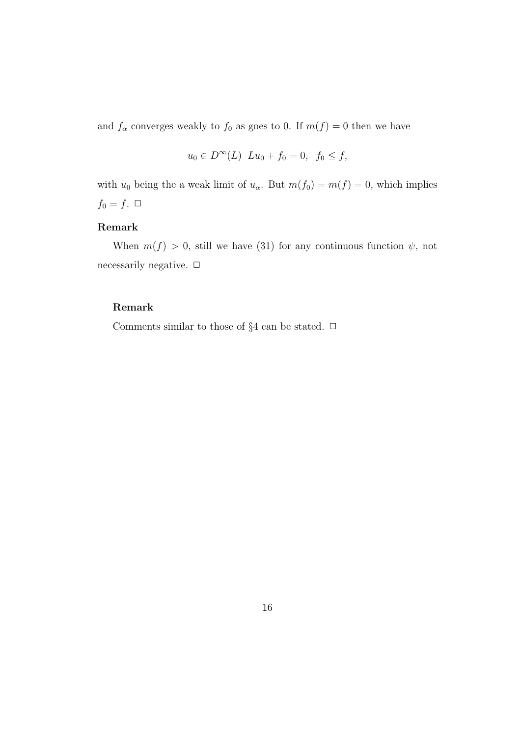and $f_\alpha$ converges weakly to $f_0$ as goes to 0. If $m(f) = 0$ then we have

$$u_0 \in D^\infty(L) \;\; Lu_0 + f_0 = 0, \;\; f_0 \leq f,$$

with $u_0$ being the a weak limit of $u_\alpha$. But $m(f_0) = m(f) = 0$, which implies $f_0 = f$. $\Box$

**Remark**

When $m(f) > 0$, still we have (31) for any continuous function $\psi$, not necessarily negative. $\Box$

**Remark**

Comments similar to those of §4 can be stated. $\Box$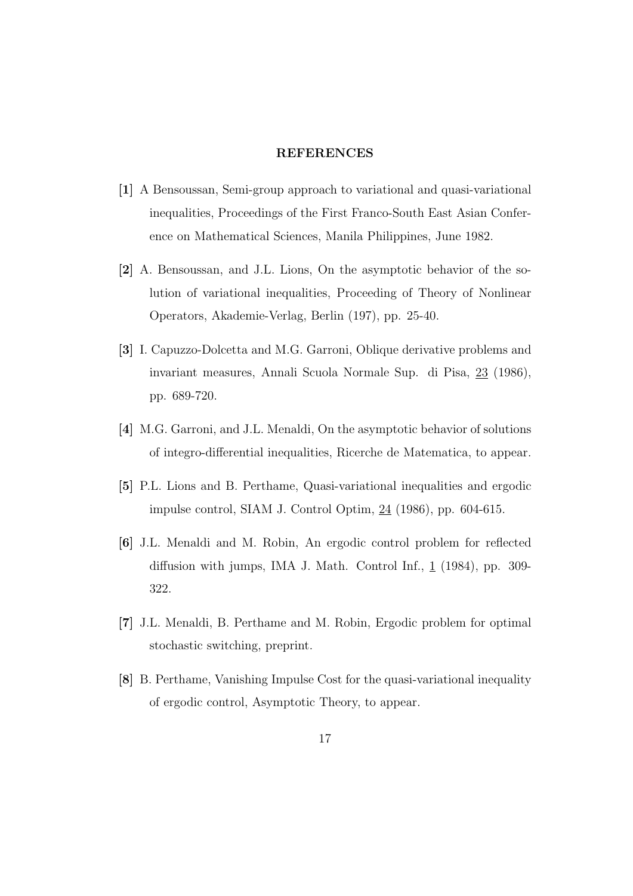## REFERENCES

**[1]** A Bensoussan, Semi-group approach to variational and quasi-variational inequalities, Proceedings of the First Franco-South East Asian Conference on Mathematical Sciences, Manila Philippines, June 1982.

**[2]** A. Bensoussan, and J.L. Lions, On the asymptotic behavior of the solution of variational inequalities, Proceeding of Theory of Nonlinear Operators, Akademie-Verlag, Berlin (197), pp. 25-40.

**[3]** I. Capuzzo-Dolcetta and M.G. Garroni, Oblique derivative problems and invariant measures, Annali Scuola Normale Sup. di Pisa, 23 (1986), pp. 689-720.

**[4]** M.G. Garroni, and J.L. Menaldi, On the asymptotic behavior of solutions of integro-differential inequalities, Ricerche de Matematica, to appear.

**[5]** P.L. Lions and B. Perthame, Quasi-variational inequalities and ergodic impulse control, SIAM J. Control Optim, 24 (1986), pp. 604-615.

**[6]** J.L. Menaldi and M. Robin, An ergodic control problem for reflected diffusion with jumps, IMA J. Math. Control Inf., 1 (1984), pp. 309-322.

**[7]** J.L. Menaldi, B. Perthame and M. Robin, Ergodic problem for optimal stochastic switching, preprint.

**[8]** B. Perthame, Vanishing Impulse Cost for the quasi-variational inequality of ergodic control, Asymptotic Theory, to appear.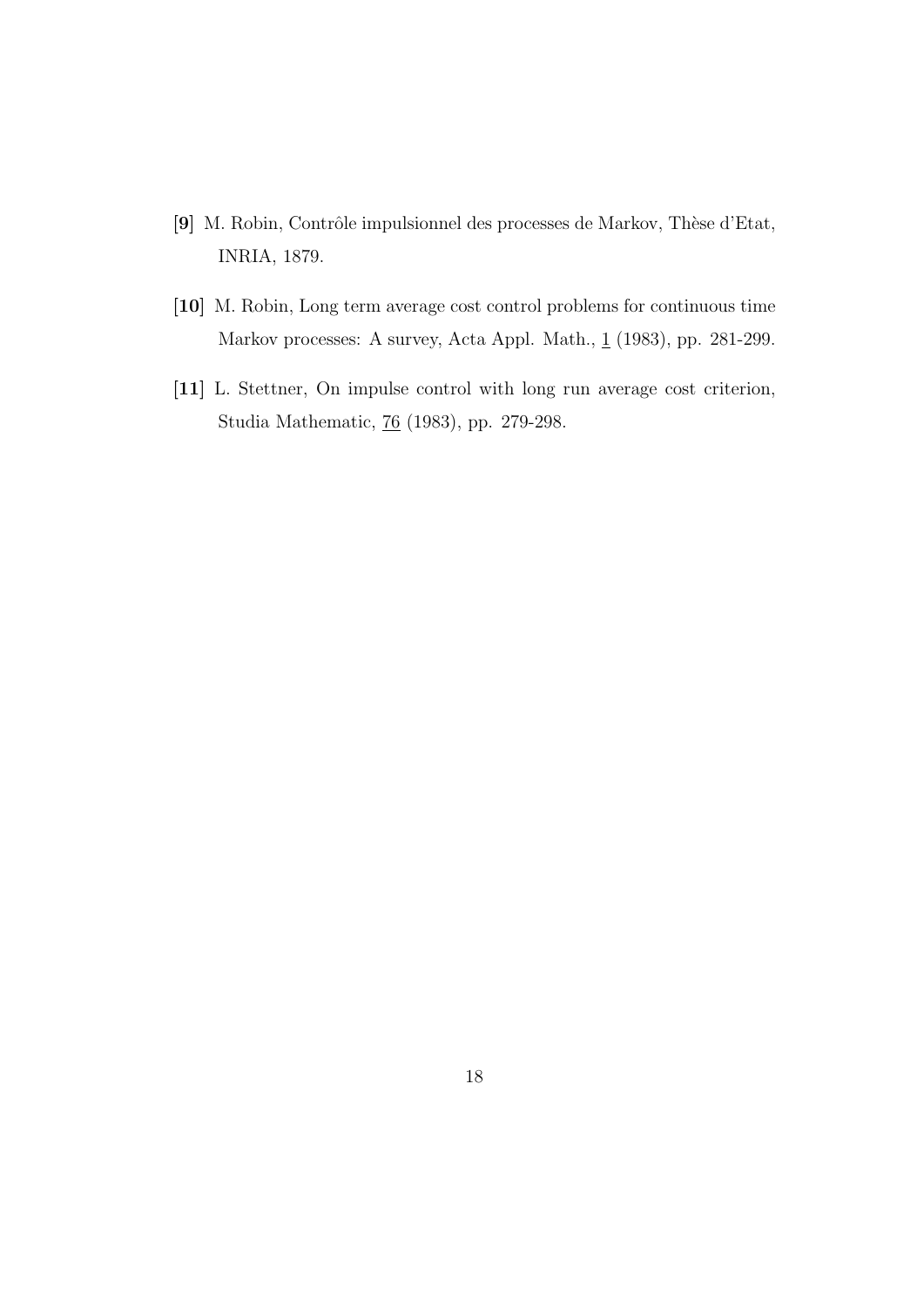**[9]** M. Robin, Contrôle impulsionnel des processes de Markov, Thèse d'Etat, INRIA, 1879.

**[10]** M. Robin, Long term average cost control problems for continuous time Markov processes: A survey, Acta Appl. Math., 1 (1983), pp. 281-299.

**[11]** L. Stettner, On impulse control with long run average cost criterion, Studia Mathematic, 76 (1983), pp. 279-298.